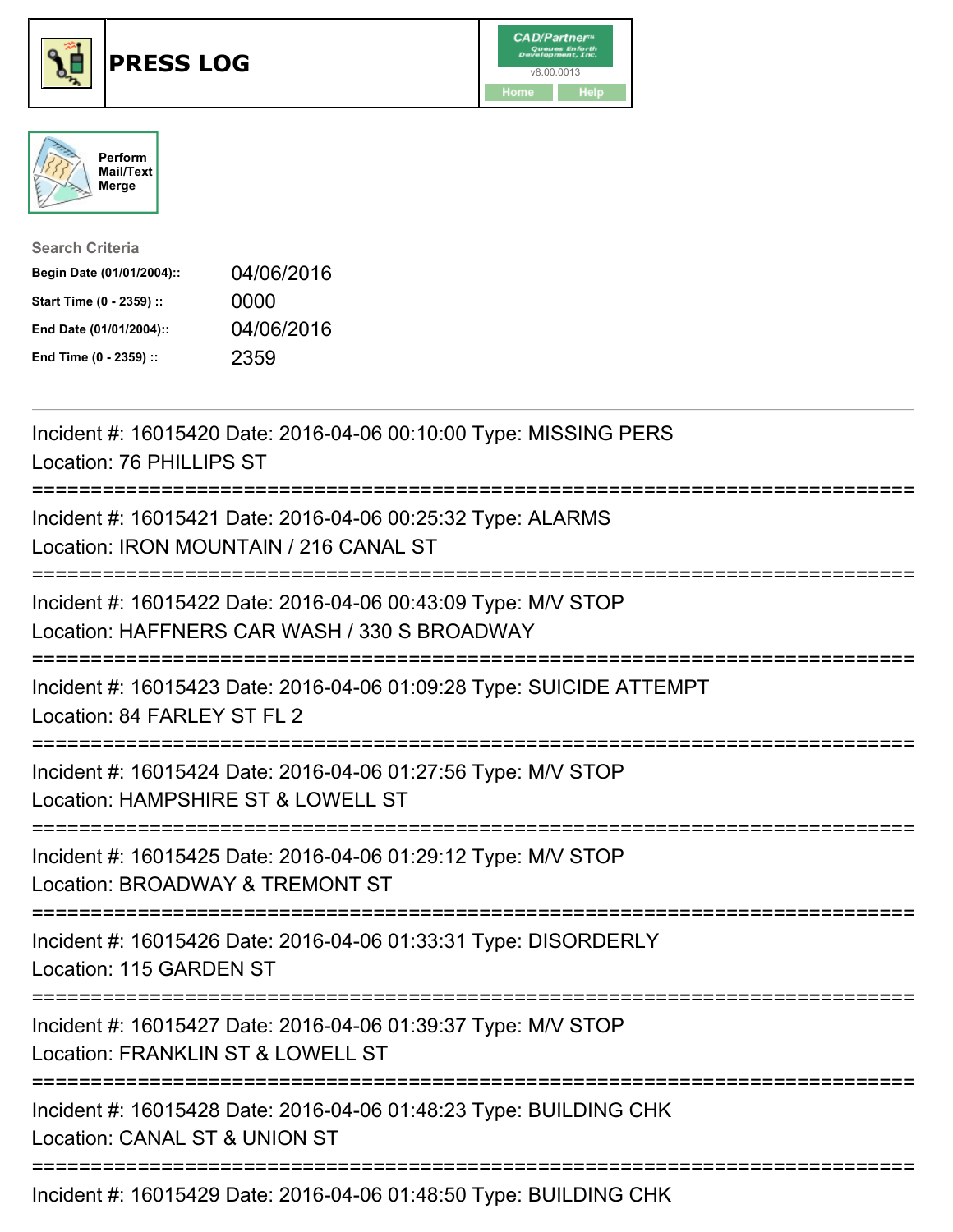# PRESS LOG

Perform Mail/Text Merge

**Search Criteria**

| | |
|---|---|
| **Begin Date (01/01/2004)::** | 04/06/2016 |
| **Start Time (0 - 2359) ::** | 0000 |
| **End Date (01/01/2004)::** | 04/06/2016 |
| **End Time (0 - 2359) ::** | 2359 |

Incident #: 16015420 Date: 2016-04-06 00:10:00 Type: MISSING PERS
Location: 76 PHILLIPS ST

===========================================================================

Incident #: 16015421 Date: 2016-04-06 00:25:32 Type: ALARMS
Location: IRON MOUNTAIN / 216 CANAL ST

===========================================================================

Incident #: 16015422 Date: 2016-04-06 00:43:09 Type: M/V STOP
Location: HAFFNERS CAR WASH / 330 S BROADWAY

===========================================================================

Incident #: 16015423 Date: 2016-04-06 01:09:28 Type: SUICIDE ATTEMPT
Location: 84 FARLEY ST FL 2

===========================================================================

Incident #: 16015424 Date: 2016-04-06 01:27:56 Type: M/V STOP
Location: HAMPSHIRE ST & LOWELL ST

===========================================================================

Incident #: 16015425 Date: 2016-04-06 01:29:12 Type: M/V STOP
Location: BROADWAY & TREMONT ST

===========================================================================

Incident #: 16015426 Date: 2016-04-06 01:33:31 Type: DISORDERLY
Location: 115 GARDEN ST

===========================================================================

Incident #: 16015427 Date: 2016-04-06 01:39:37 Type: M/V STOP
Location: FRANKLIN ST & LOWELL ST

===========================================================================

Incident #: 16015428 Date: 2016-04-06 01:48:23 Type: BUILDING CHK
Location: CANAL ST & UNION ST

===========================================================================

Incident #: 16015429 Date: 2016-04-06 01:48:50 Type: BUILDING CHK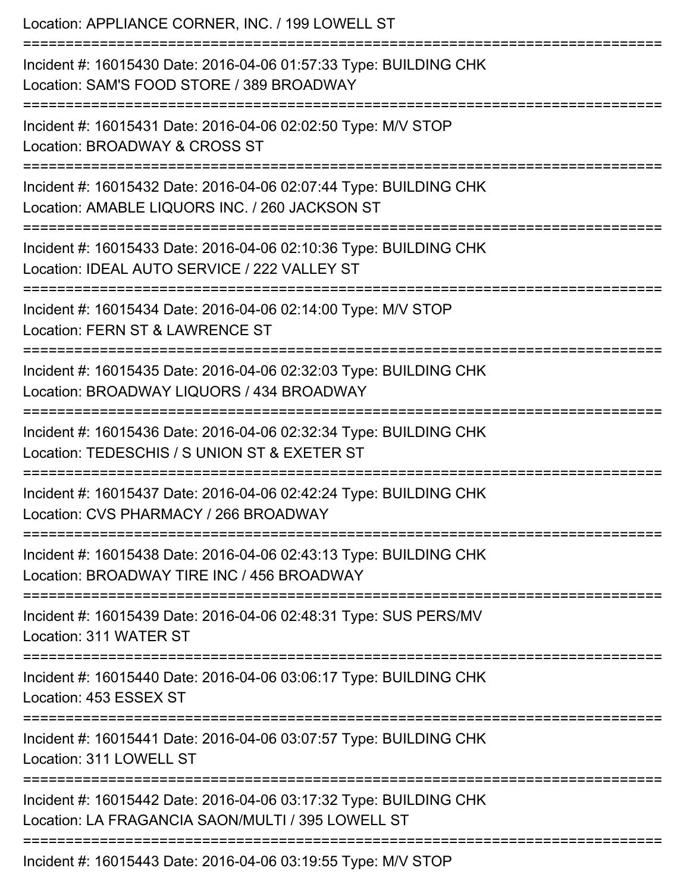Location: APPLIANCE CORNER, INC. / 199 LOWELL ST

===========================================================================

Incident #: 16015430 Date: 2016-04-06 01:57:33 Type: BUILDING CHK
Location: SAM'S FOOD STORE / 389 BROADWAY

===========================================================================

Incident #: 16015431 Date: 2016-04-06 02:02:50 Type: M/V STOP
Location: BROADWAY & CROSS ST

===========================================================================

Incident #: 16015432 Date: 2016-04-06 02:07:44 Type: BUILDING CHK
Location: AMABLE LIQUORS INC. / 260 JACKSON ST

===========================================================================

Incident #: 16015433 Date: 2016-04-06 02:10:36 Type: BUILDING CHK
Location: IDEAL AUTO SERVICE / 222 VALLEY ST

===========================================================================

Incident #: 16015434 Date: 2016-04-06 02:14:00 Type: M/V STOP
Location: FERN ST & LAWRENCE ST

===========================================================================

Incident #: 16015435 Date: 2016-04-06 02:32:03 Type: BUILDING CHK
Location: BROADWAY LIQUORS / 434 BROADWAY

===========================================================================

Incident #: 16015436 Date: 2016-04-06 02:32:34 Type: BUILDING CHK
Location: TEDESCHIS / S UNION ST & EXETER ST

===========================================================================

Incident #: 16015437 Date: 2016-04-06 02:42:24 Type: BUILDING CHK
Location: CVS PHARMACY / 266 BROADWAY

===========================================================================

Incident #: 16015438 Date: 2016-04-06 02:43:13 Type: BUILDING CHK
Location: BROADWAY TIRE INC / 456 BROADWAY

===========================================================================

Incident #: 16015439 Date: 2016-04-06 02:48:31 Type: SUS PERS/MV
Location: 311 WATER ST

===========================================================================

Incident #: 16015440 Date: 2016-04-06 03:06:17 Type: BUILDING CHK
Location: 453 ESSEX ST

===========================================================================

Incident #: 16015441 Date: 2016-04-06 03:07:57 Type: BUILDING CHK
Location: 311 LOWELL ST

===========================================================================

Incident #: 16015442 Date: 2016-04-06 03:17:32 Type: BUILDING CHK
Location: LA FRAGANCIA SAON/MULTI / 395 LOWELL ST

===========================================================================

Incident #: 16015443 Date: 2016-04-06 03:19:55 Type: M/V STOP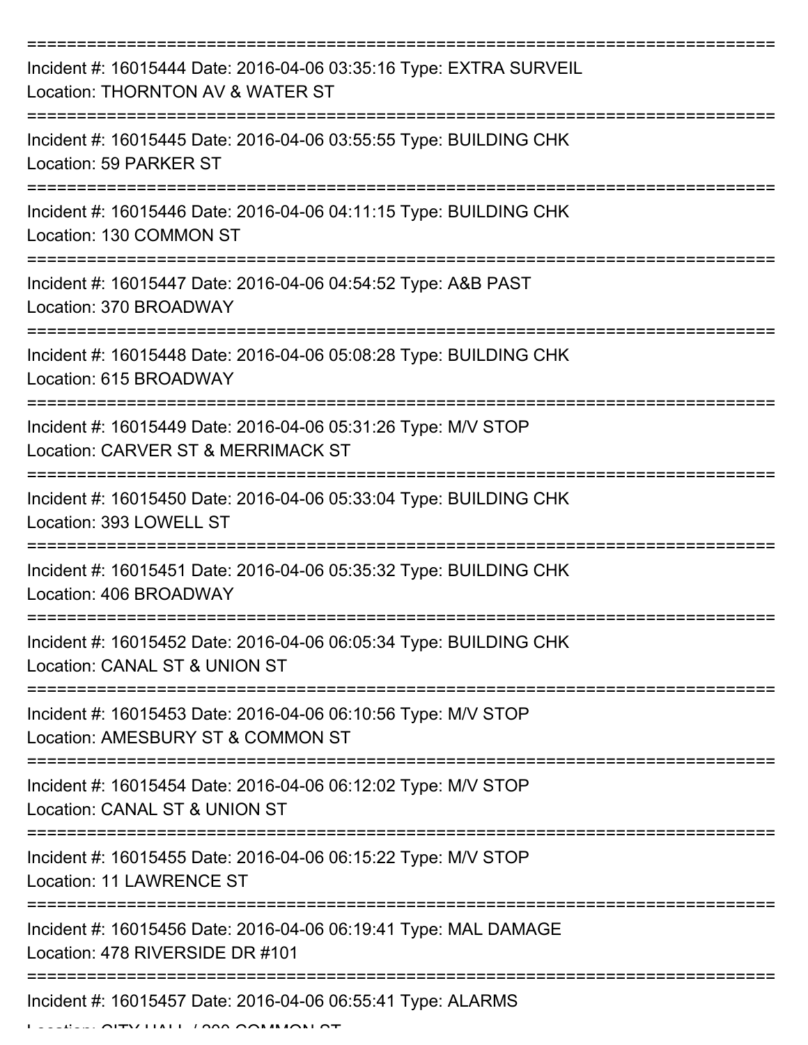===========================================================================

Incident #: 16015444 Date: 2016-04-06 03:35:16 Type: EXTRA SURVEIL
Location: THORNTON AV & WATER ST

===========================================================================

Incident #: 16015445 Date: 2016-04-06 03:55:55 Type: BUILDING CHK
Location: 59 PARKER ST

===========================================================================

Incident #: 16015446 Date: 2016-04-06 04:11:15 Type: BUILDING CHK
Location: 130 COMMON ST

===========================================================================

Incident #: 16015447 Date: 2016-04-06 04:54:52 Type: A&B PAST
Location: 370 BROADWAY

===========================================================================

Incident #: 16015448 Date: 2016-04-06 05:08:28 Type: BUILDING CHK
Location: 615 BROADWAY

===========================================================================

Incident #: 16015449 Date: 2016-04-06 05:31:26 Type: M/V STOP
Location: CARVER ST & MERRIMACK ST

===========================================================================

Incident #: 16015450 Date: 2016-04-06 05:33:04 Type: BUILDING CHK
Location: 393 LOWELL ST

===========================================================================

Incident #: 16015451 Date: 2016-04-06 05:35:32 Type: BUILDING CHK
Location: 406 BROADWAY

===========================================================================

Incident #: 16015452 Date: 2016-04-06 06:05:34 Type: BUILDING CHK
Location: CANAL ST & UNION ST

===========================================================================

Incident #: 16015453 Date: 2016-04-06 06:10:56 Type: M/V STOP
Location: AMESBURY ST & COMMON ST

===========================================================================

Incident #: 16015454 Date: 2016-04-06 06:12:02 Type: M/V STOP
Location: CANAL ST & UNION ST

===========================================================================

Incident #: 16015455 Date: 2016-04-06 06:15:22 Type: M/V STOP
Location: 11 LAWRENCE ST

===========================================================================

Incident #: 16015456 Date: 2016-04-06 06:19:41 Type: MAL DAMAGE
Location: 478 RIVERSIDE DR #101

===========================================================================

Incident #: 16015457 Date: 2016-04-06 06:55:41 Type: ALARMS
Location: CITY HALL / 200 COMMON ST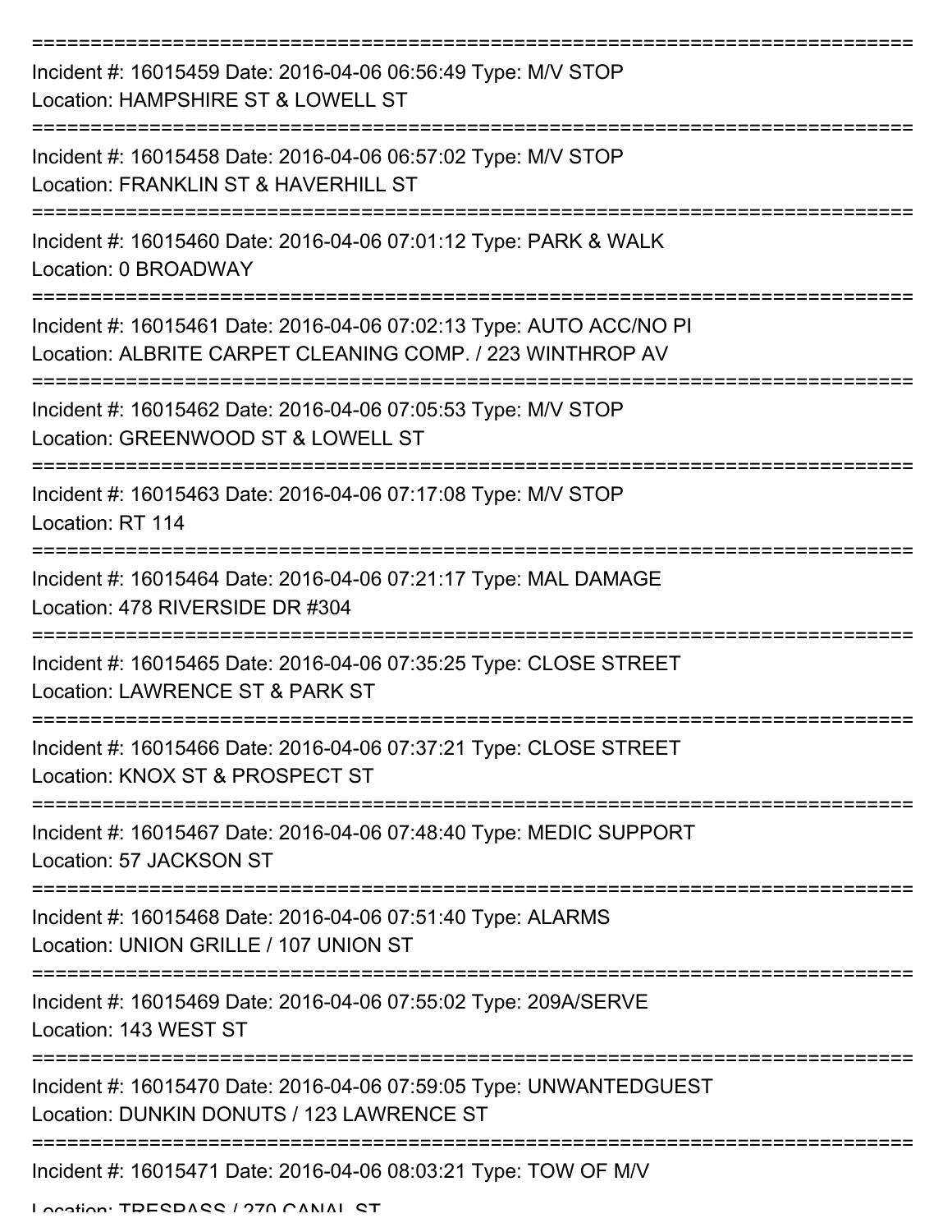===========================================================================

Incident #: 16015459 Date: 2016-04-06 06:56:49 Type: M/V STOP
Location: HAMPSHIRE ST & LOWELL ST

===========================================================================

Incident #: 16015458 Date: 2016-04-06 06:57:02 Type: M/V STOP
Location: FRANKLIN ST & HAVERHILL ST

===========================================================================

Incident #: 16015460 Date: 2016-04-06 07:01:12 Type: PARK & WALK
Location: 0 BROADWAY

===========================================================================

Incident #: 16015461 Date: 2016-04-06 07:02:13 Type: AUTO ACC/NO PI
Location: ALBRITE CARPET CLEANING COMP. / 223 WINTHROP AV

===========================================================================

Incident #: 16015462 Date: 2016-04-06 07:05:53 Type: M/V STOP
Location: GREENWOOD ST & LOWELL ST

===========================================================================

Incident #: 16015463 Date: 2016-04-06 07:17:08 Type: M/V STOP
Location: RT 114

===========================================================================

Incident #: 16015464 Date: 2016-04-06 07:21:17 Type: MAL DAMAGE
Location: 478 RIVERSIDE DR #304

===========================================================================

Incident #: 16015465 Date: 2016-04-06 07:35:25 Type: CLOSE STREET
Location: LAWRENCE ST & PARK ST

===========================================================================

Incident #: 16015466 Date: 2016-04-06 07:37:21 Type: CLOSE STREET
Location: KNOX ST & PROSPECT ST

===========================================================================

Incident #: 16015467 Date: 2016-04-06 07:48:40 Type: MEDIC SUPPORT
Location: 57 JACKSON ST

===========================================================================

Incident #: 16015468 Date: 2016-04-06 07:51:40 Type: ALARMS
Location: UNION GRILLE / 107 UNION ST

===========================================================================

Incident #: 16015469 Date: 2016-04-06 07:55:02 Type: 209A/SERVE
Location: 143 WEST ST

===========================================================================

Incident #: 16015470 Date: 2016-04-06 07:59:05 Type: UNWANTEDGUEST
Location: DUNKIN DONUTS / 123 LAWRENCE ST

===========================================================================

Incident #: 16015471 Date: 2016-04-06 08:03:21 Type: TOW OF M/V
Location: TRESPASS / 270 CANAL ST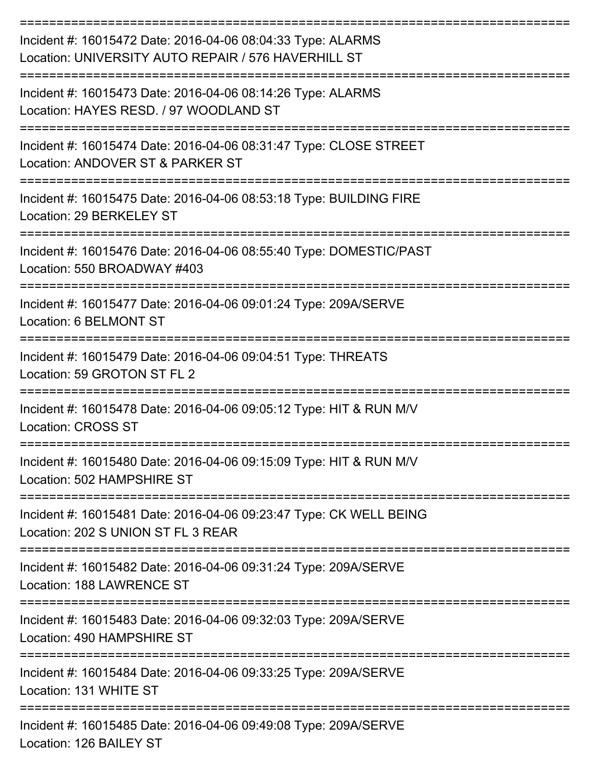===========================================================================

Incident #: 16015472 Date: 2016-04-06 08:04:33 Type: ALARMS
Location: UNIVERSITY AUTO REPAIR / 576 HAVERHILL ST

===========================================================================

Incident #: 16015473 Date: 2016-04-06 08:14:26 Type: ALARMS
Location: HAYES RESD. / 97 WOODLAND ST

===========================================================================

Incident #: 16015474 Date: 2016-04-06 08:31:47 Type: CLOSE STREET
Location: ANDOVER ST & PARKER ST

===========================================================================

Incident #: 16015475 Date: 2016-04-06 08:53:18 Type: BUILDING FIRE
Location: 29 BERKELEY ST

===========================================================================

Incident #: 16015476 Date: 2016-04-06 08:55:40 Type: DOMESTIC/PAST
Location: 550 BROADWAY #403

===========================================================================

Incident #: 16015477 Date: 2016-04-06 09:01:24 Type: 209A/SERVE
Location: 6 BELMONT ST

===========================================================================

Incident #: 16015479 Date: 2016-04-06 09:04:51 Type: THREATS
Location: 59 GROTON ST FL 2

===========================================================================

Incident #: 16015478 Date: 2016-04-06 09:05:12 Type: HIT & RUN M/V
Location: CROSS ST

===========================================================================

Incident #: 16015480 Date: 2016-04-06 09:15:09 Type: HIT & RUN M/V
Location: 502 HAMPSHIRE ST

===========================================================================

Incident #: 16015481 Date: 2016-04-06 09:23:47 Type: CK WELL BEING
Location: 202 S UNION ST FL 3 REAR

===========================================================================

Incident #: 16015482 Date: 2016-04-06 09:31:24 Type: 209A/SERVE
Location: 188 LAWRENCE ST

===========================================================================

Incident #: 16015483 Date: 2016-04-06 09:32:03 Type: 209A/SERVE
Location: 490 HAMPSHIRE ST

===========================================================================

Incident #: 16015484 Date: 2016-04-06 09:33:25 Type: 209A/SERVE
Location: 131 WHITE ST

===========================================================================

Incident #: 16015485 Date: 2016-04-06 09:49:08 Type: 209A/SERVE
Location: 126 BAILEY ST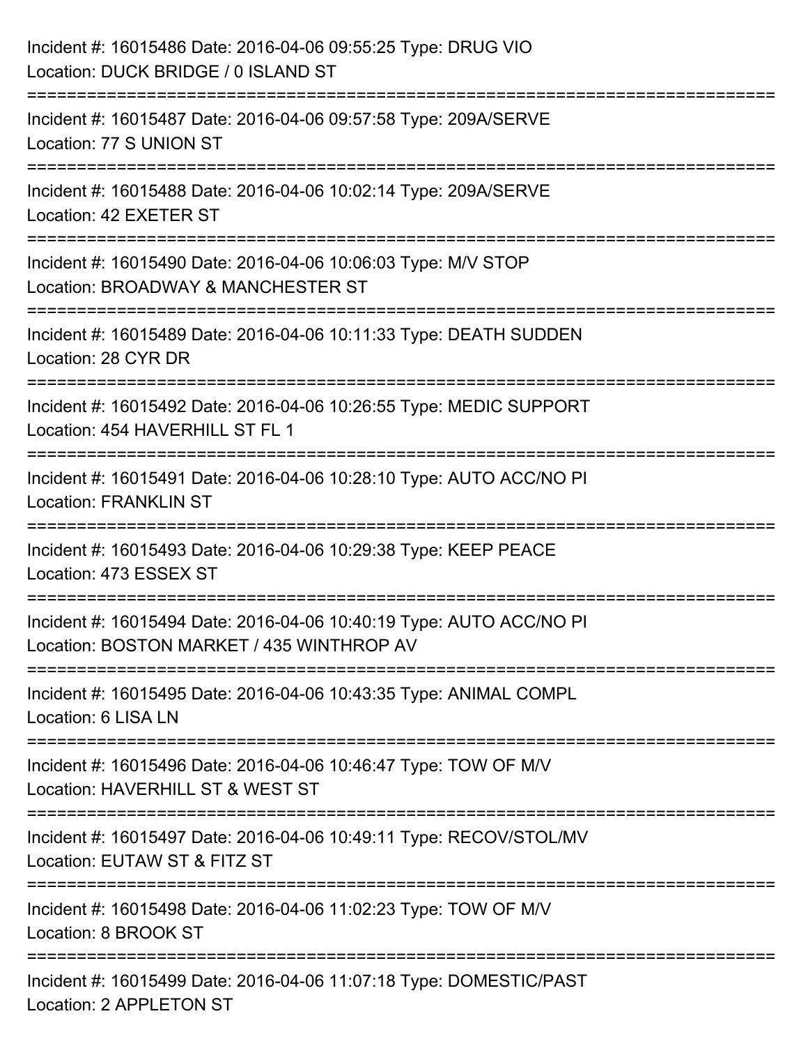Incident #: 16015486 Date: 2016-04-06 09:55:25 Type: DRUG VIO
Location: DUCK BRIDGE / 0 ISLAND ST

===========================================================================

Incident #: 16015487 Date: 2016-04-06 09:57:58 Type: 209A/SERVE
Location: 77 S UNION ST

===========================================================================

Incident #: 16015488 Date: 2016-04-06 10:02:14 Type: 209A/SERVE
Location: 42 EXETER ST

===========================================================================

Incident #: 16015490 Date: 2016-04-06 10:06:03 Type: M/V STOP
Location: BROADWAY & MANCHESTER ST

===========================================================================

Incident #: 16015489 Date: 2016-04-06 10:11:33 Type: DEATH SUDDEN
Location: 28 CYR DR

===========================================================================

Incident #: 16015492 Date: 2016-04-06 10:26:55 Type: MEDIC SUPPORT
Location: 454 HAVERHILL ST FL 1

===========================================================================

Incident #: 16015491 Date: 2016-04-06 10:28:10 Type: AUTO ACC/NO PI
Location: FRANKLIN ST

===========================================================================

Incident #: 16015493 Date: 2016-04-06 10:29:38 Type: KEEP PEACE
Location: 473 ESSEX ST

===========================================================================

Incident #: 16015494 Date: 2016-04-06 10:40:19 Type: AUTO ACC/NO PI
Location: BOSTON MARKET / 435 WINTHROP AV

===========================================================================

Incident #: 16015495 Date: 2016-04-06 10:43:35 Type: ANIMAL COMPL
Location: 6 LISA LN

===========================================================================

Incident #: 16015496 Date: 2016-04-06 10:46:47 Type: TOW OF M/V
Location: HAVERHILL ST & WEST ST

===========================================================================

Incident #: 16015497 Date: 2016-04-06 10:49:11 Type: RECOV/STOL/MV
Location: EUTAW ST & FITZ ST

===========================================================================

Incident #: 16015498 Date: 2016-04-06 11:02:23 Type: TOW OF M/V
Location: 8 BROOK ST

===========================================================================

Incident #: 16015499 Date: 2016-04-06 11:07:18 Type: DOMESTIC/PAST
Location: 2 APPLETON ST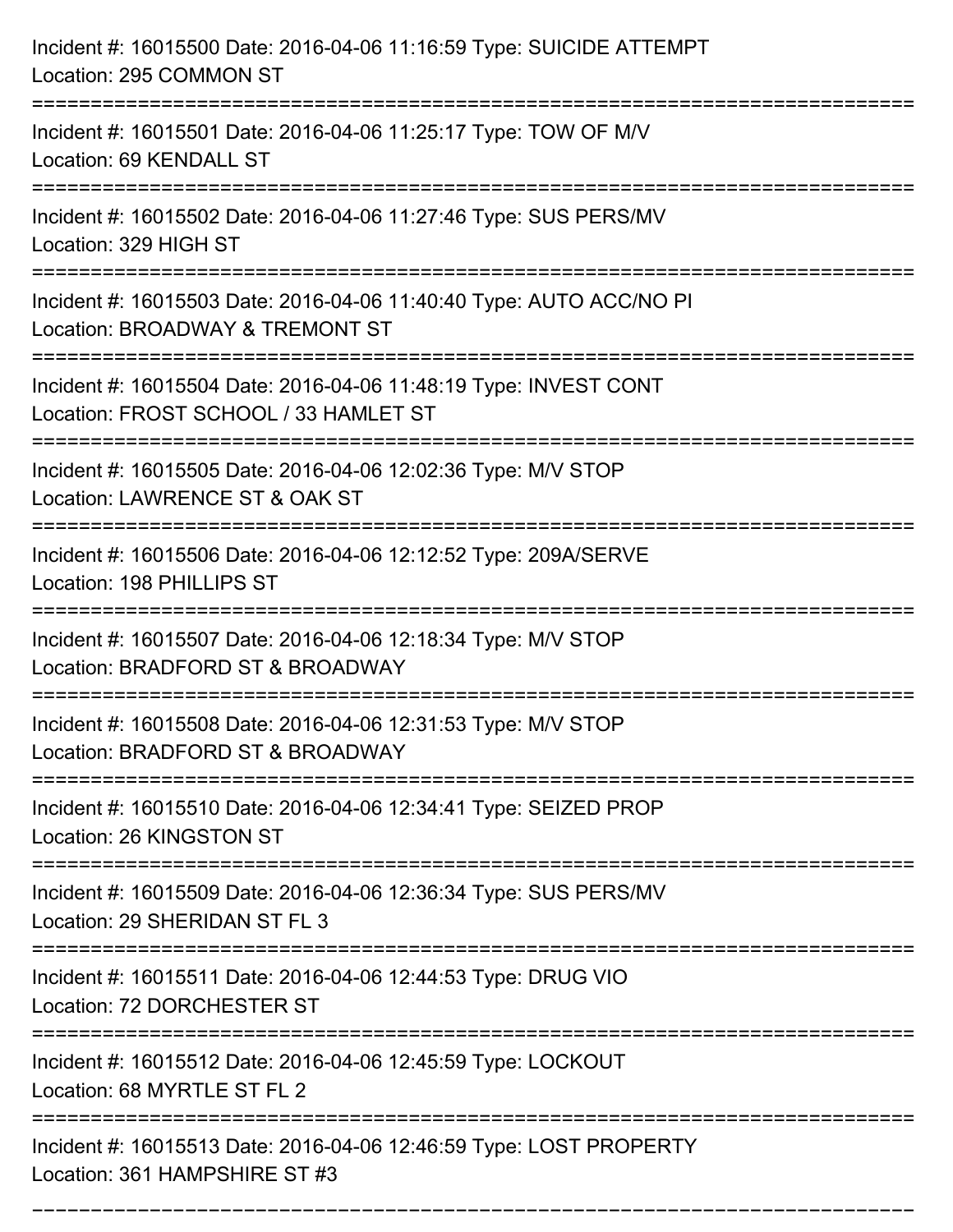Incident #: 16015500 Date: 2016-04-06 11:16:59 Type: SUICIDE ATTEMPT
Location: 295 COMMON ST

===========================================================================

Incident #: 16015501 Date: 2016-04-06 11:25:17 Type: TOW OF M/V
Location: 69 KENDALL ST

===========================================================================

Incident #: 16015502 Date: 2016-04-06 11:27:46 Type: SUS PERS/MV
Location: 329 HIGH ST

===========================================================================

Incident #: 16015503 Date: 2016-04-06 11:40:40 Type: AUTO ACC/NO PI
Location: BROADWAY & TREMONT ST

===========================================================================

Incident #: 16015504 Date: 2016-04-06 11:48:19 Type: INVEST CONT
Location: FROST SCHOOL / 33 HAMLET ST

===========================================================================

Incident #: 16015505 Date: 2016-04-06 12:02:36 Type: M/V STOP
Location: LAWRENCE ST & OAK ST

===========================================================================

Incident #: 16015506 Date: 2016-04-06 12:12:52 Type: 209A/SERVE
Location: 198 PHILLIPS ST

===========================================================================

Incident #: 16015507 Date: 2016-04-06 12:18:34 Type: M/V STOP
Location: BRADFORD ST & BROADWAY

===========================================================================

Incident #: 16015508 Date: 2016-04-06 12:31:53 Type: M/V STOP
Location: BRADFORD ST & BROADWAY

===========================================================================

Incident #: 16015510 Date: 2016-04-06 12:34:41 Type: SEIZED PROP
Location: 26 KINGSTON ST

===========================================================================

Incident #: 16015509 Date: 2016-04-06 12:36:34 Type: SUS PERS/MV
Location: 29 SHERIDAN ST FL 3

===========================================================================

Incident #: 16015511 Date: 2016-04-06 12:44:53 Type: DRUG VIO
Location: 72 DORCHESTER ST

===========================================================================

Incident #: 16015512 Date: 2016-04-06 12:45:59 Type: LOCKOUT
Location: 68 MYRTLE ST FL 2

===========================================================================

Incident #: 16015513 Date: 2016-04-06 12:46:59 Type: LOST PROPERTY
Location: 361 HAMPSHIRE ST #3

===========================================================================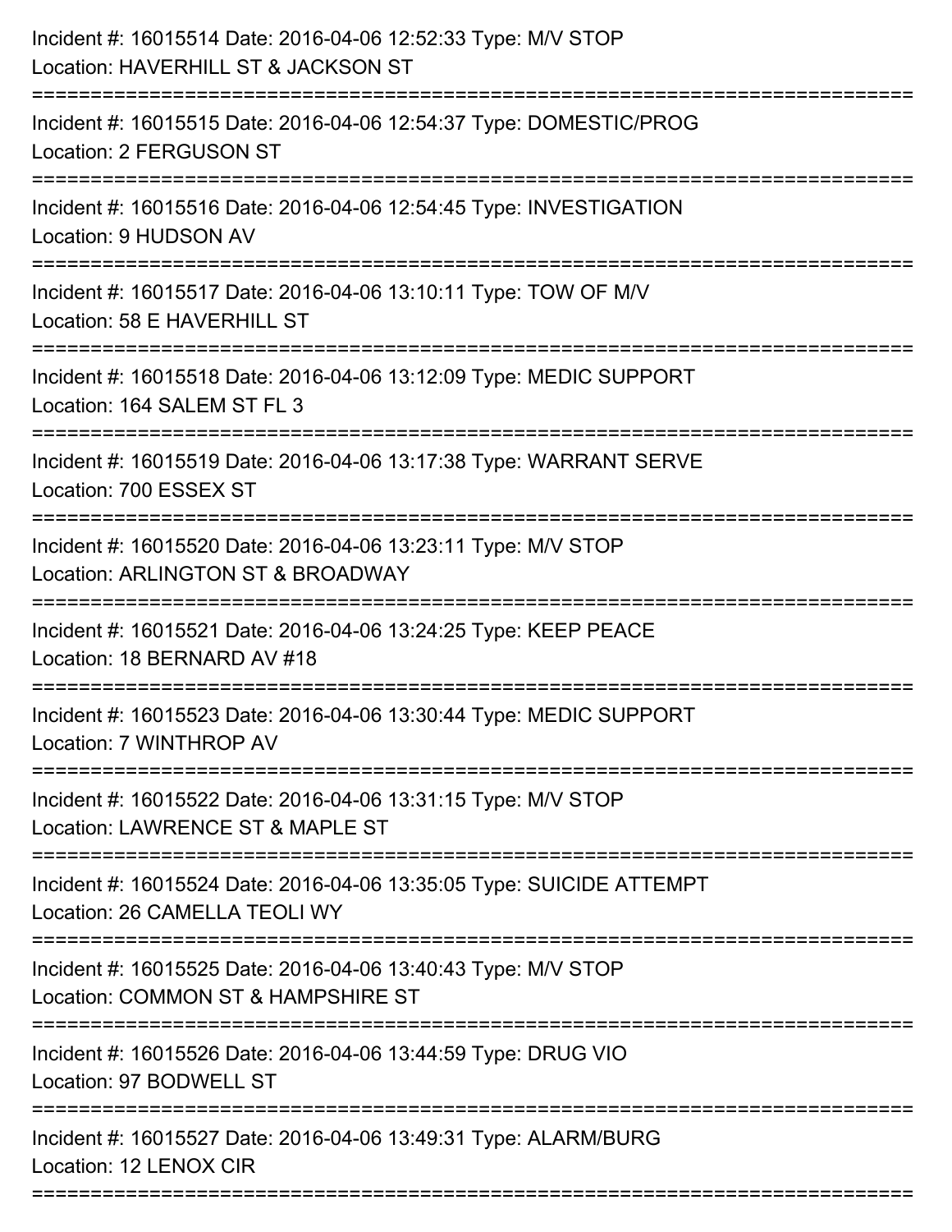Incident #: 16015514 Date: 2016-04-06 12:52:33 Type: M/V STOP
Location: HAVERHILL ST & JACKSON ST

===========================================================================

Incident #: 16015515 Date: 2016-04-06 12:54:37 Type: DOMESTIC/PROG
Location: 2 FERGUSON ST

===========================================================================

Incident #: 16015516 Date: 2016-04-06 12:54:45 Type: INVESTIGATION
Location: 9 HUDSON AV

===========================================================================

Incident #: 16015517 Date: 2016-04-06 13:10:11 Type: TOW OF M/V
Location: 58 E HAVERHILL ST

===========================================================================

Incident #: 16015518 Date: 2016-04-06 13:12:09 Type: MEDIC SUPPORT
Location: 164 SALEM ST FL 3

===========================================================================

Incident #: 16015519 Date: 2016-04-06 13:17:38 Type: WARRANT SERVE
Location: 700 ESSEX ST

===========================================================================

Incident #: 16015520 Date: 2016-04-06 13:23:11 Type: M/V STOP
Location: ARLINGTON ST & BROADWAY

===========================================================================

Incident #: 16015521 Date: 2016-04-06 13:24:25 Type: KEEP PEACE
Location: 18 BERNARD AV #18

===========================================================================

Incident #: 16015523 Date: 2016-04-06 13:30:44 Type: MEDIC SUPPORT
Location: 7 WINTHROP AV

===========================================================================

Incident #: 16015522 Date: 2016-04-06 13:31:15 Type: M/V STOP
Location: LAWRENCE ST & MAPLE ST

===========================================================================

Incident #: 16015524 Date: 2016-04-06 13:35:05 Type: SUICIDE ATTEMPT
Location: 26 CAMELLA TEOLI WY

===========================================================================

Incident #: 16015525 Date: 2016-04-06 13:40:43 Type: M/V STOP
Location: COMMON ST & HAMPSHIRE ST

===========================================================================

Incident #: 16015526 Date: 2016-04-06 13:44:59 Type: DRUG VIO
Location: 97 BODWELL ST

===========================================================================

Incident #: 16015527 Date: 2016-04-06 13:49:31 Type: ALARM/BURG
Location: 12 LENOX CIR

===========================================================================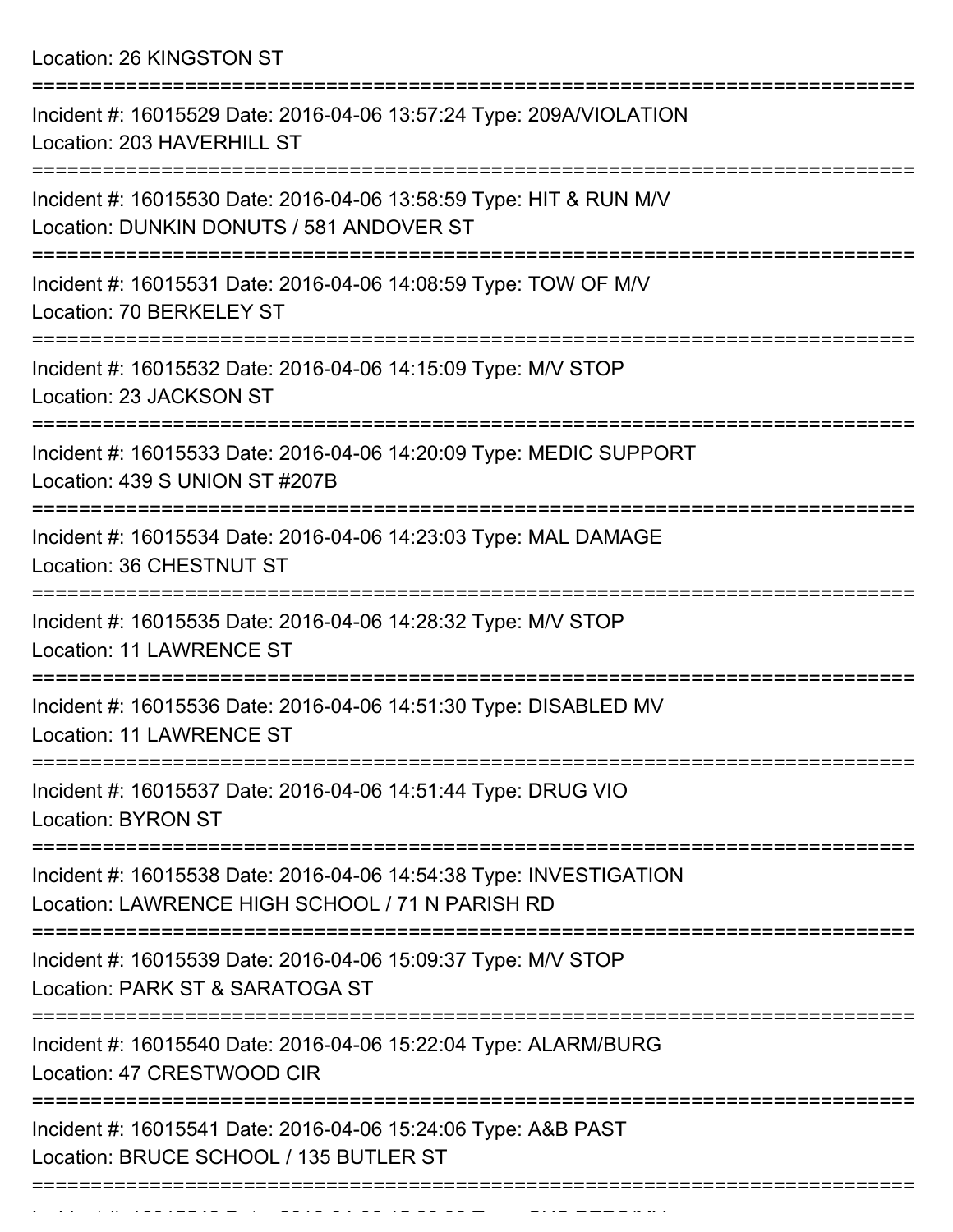Location: 26 KINGSTON ST

===========================================================================

Incident #: 16015529 Date: 2016-04-06 13:57:24 Type: 209A/VIOLATION
Location: 203 HAVERHILL ST

===========================================================================

Incident #: 16015530 Date: 2016-04-06 13:58:59 Type: HIT & RUN M/V
Location: DUNKIN DONUTS / 581 ANDOVER ST

===========================================================================

Incident #: 16015531 Date: 2016-04-06 14:08:59 Type: TOW OF M/V
Location: 70 BERKELEY ST

===========================================================================

Incident #: 16015532 Date: 2016-04-06 14:15:09 Type: M/V STOP
Location: 23 JACKSON ST

===========================================================================

Incident #: 16015533 Date: 2016-04-06 14:20:09 Type: MEDIC SUPPORT
Location: 439 S UNION ST #207B

===========================================================================

Incident #: 16015534 Date: 2016-04-06 14:23:03 Type: MAL DAMAGE
Location: 36 CHESTNUT ST

===========================================================================

Incident #: 16015535 Date: 2016-04-06 14:28:32 Type: M/V STOP
Location: 11 LAWRENCE ST

===========================================================================

Incident #: 16015536 Date: 2016-04-06 14:51:30 Type: DISABLED MV
Location: 11 LAWRENCE ST

===========================================================================

Incident #: 16015537 Date: 2016-04-06 14:51:44 Type: DRUG VIO
Location: BYRON ST

===========================================================================

Incident #: 16015538 Date: 2016-04-06 14:54:38 Type: INVESTIGATION
Location: LAWRENCE HIGH SCHOOL / 71 N PARISH RD

===========================================================================

Incident #: 16015539 Date: 2016-04-06 15:09:37 Type: M/V STOP
Location: PARK ST & SARATOGA ST

===========================================================================

Incident #: 16015540 Date: 2016-04-06 15:22:04 Type: ALARM/BURG
Location: 47 CRESTWOOD CIR

===========================================================================

Incident #: 16015541 Date: 2016-04-06 15:24:06 Type: A&B PAST
Location: BRUCE SCHOOL / 135 BUTLER ST

===========================================================================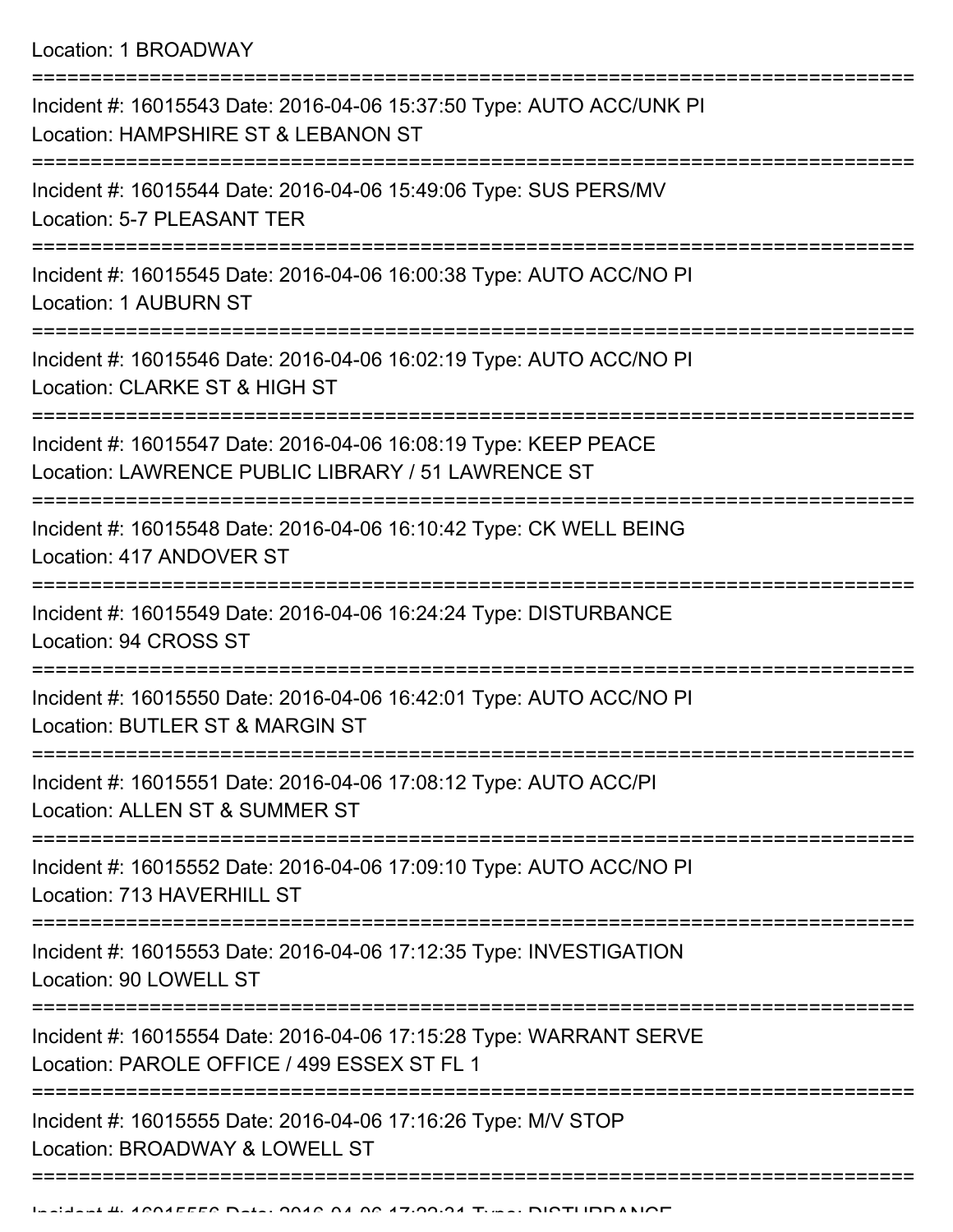Location: 1 BROADWAY

===========================================================================

Incident #: 16015543 Date: 2016-04-06 15:37:50 Type: AUTO ACC/UNK PI
Location: HAMPSHIRE ST & LEBANON ST

===========================================================================

Incident #: 16015544 Date: 2016-04-06 15:49:06 Type: SUS PERS/MV
Location: 5-7 PLEASANT TER

===========================================================================

Incident #: 16015545 Date: 2016-04-06 16:00:38 Type: AUTO ACC/NO PI
Location: 1 AUBURN ST

===========================================================================

Incident #: 16015546 Date: 2016-04-06 16:02:19 Type: AUTO ACC/NO PI
Location: CLARKE ST & HIGH ST

===========================================================================

Incident #: 16015547 Date: 2016-04-06 16:08:19 Type: KEEP PEACE
Location: LAWRENCE PUBLIC LIBRARY / 51 LAWRENCE ST

===========================================================================

Incident #: 16015548 Date: 2016-04-06 16:10:42 Type: CK WELL BEING
Location: 417 ANDOVER ST

===========================================================================

Incident #: 16015549 Date: 2016-04-06 16:24:24 Type: DISTURBANCE
Location: 94 CROSS ST

===========================================================================

Incident #: 16015550 Date: 2016-04-06 16:42:01 Type: AUTO ACC/NO PI
Location: BUTLER ST & MARGIN ST

===========================================================================

Incident #: 16015551 Date: 2016-04-06 17:08:12 Type: AUTO ACC/PI
Location: ALLEN ST & SUMMER ST

===========================================================================

Incident #: 16015552 Date: 2016-04-06 17:09:10 Type: AUTO ACC/NO PI
Location: 713 HAVERHILL ST

===========================================================================

Incident #: 16015553 Date: 2016-04-06 17:12:35 Type: INVESTIGATION
Location: 90 LOWELL ST

===========================================================================

Incident #: 16015554 Date: 2016-04-06 17:15:28 Type: WARRANT SERVE
Location: PAROLE OFFICE / 499 ESSEX ST FL 1

===========================================================================

Incident #: 16015555 Date: 2016-04-06 17:16:26 Type: M/V STOP
Location: BROADWAY & LOWELL ST

===========================================================================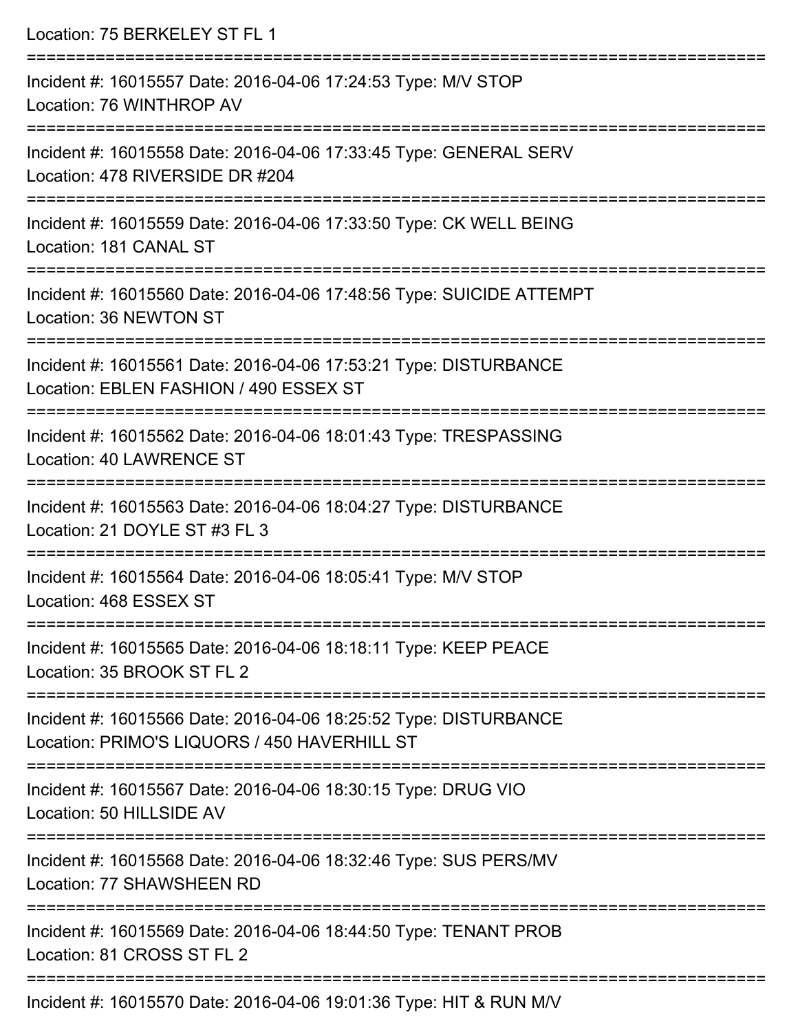Location: 75 BERKELEY ST FL 1

===========================================================================

Incident #: 16015557 Date: 2016-04-06 17:24:53 Type: M/V STOP
Location: 76 WINTHROP AV

===========================================================================

Incident #: 16015558 Date: 2016-04-06 17:33:45 Type: GENERAL SERV
Location: 478 RIVERSIDE DR #204

===========================================================================

Incident #: 16015559 Date: 2016-04-06 17:33:50 Type: CK WELL BEING
Location: 181 CANAL ST

===========================================================================

Incident #: 16015560 Date: 2016-04-06 17:48:56 Type: SUICIDE ATTEMPT
Location: 36 NEWTON ST

===========================================================================

Incident #: 16015561 Date: 2016-04-06 17:53:21 Type: DISTURBANCE
Location: EBLEN FASHION / 490 ESSEX ST

===========================================================================

Incident #: 16015562 Date: 2016-04-06 18:01:43 Type: TRESPASSING
Location: 40 LAWRENCE ST

===========================================================================

Incident #: 16015563 Date: 2016-04-06 18:04:27 Type: DISTURBANCE
Location: 21 DOYLE ST #3 FL 3

===========================================================================

Incident #: 16015564 Date: 2016-04-06 18:05:41 Type: M/V STOP
Location: 468 ESSEX ST

===========================================================================

Incident #: 16015565 Date: 2016-04-06 18:18:11 Type: KEEP PEACE
Location: 35 BROOK ST FL 2

===========================================================================

Incident #: 16015566 Date: 2016-04-06 18:25:52 Type: DISTURBANCE
Location: PRIMO'S LIQUORS / 450 HAVERHILL ST

===========================================================================

Incident #: 16015567 Date: 2016-04-06 18:30:15 Type: DRUG VIO
Location: 50 HILLSIDE AV

===========================================================================

Incident #: 16015568 Date: 2016-04-06 18:32:46 Type: SUS PERS/MV
Location: 77 SHAWSHEEN RD

===========================================================================

Incident #: 16015569 Date: 2016-04-06 18:44:50 Type: TENANT PROB
Location: 81 CROSS ST FL 2

===========================================================================

Incident #: 16015570 Date: 2016-04-06 19:01:36 Type: HIT & RUN M/V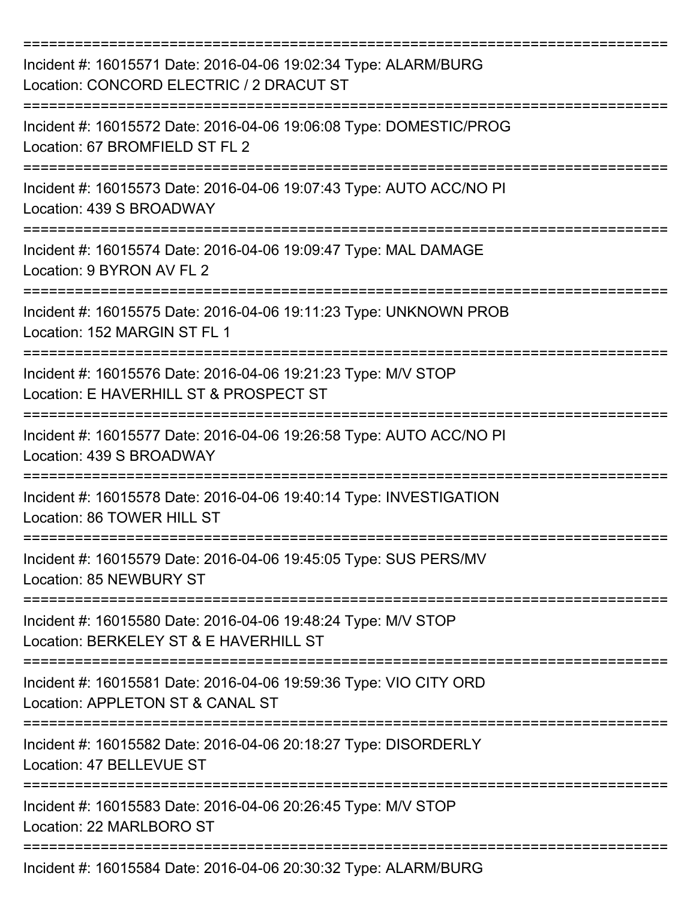===========================================================================

Incident #: 16015571 Date: 2016-04-06 19:02:34 Type: ALARM/BURG
Location: CONCORD ELECTRIC / 2 DRACUT ST

===========================================================================

Incident #: 16015572 Date: 2016-04-06 19:06:08 Type: DOMESTIC/PROG
Location: 67 BROMFIELD ST FL 2

===========================================================================

Incident #: 16015573 Date: 2016-04-06 19:07:43 Type: AUTO ACC/NO PI
Location: 439 S BROADWAY

===========================================================================

Incident #: 16015574 Date: 2016-04-06 19:09:47 Type: MAL DAMAGE
Location: 9 BYRON AV FL 2

===========================================================================

Incident #: 16015575 Date: 2016-04-06 19:11:23 Type: UNKNOWN PROB
Location: 152 MARGIN ST FL 1

===========================================================================

Incident #: 16015576 Date: 2016-04-06 19:21:23 Type: M/V STOP
Location: E HAVERHILL ST & PROSPECT ST

===========================================================================

Incident #: 16015577 Date: 2016-04-06 19:26:58 Type: AUTO ACC/NO PI
Location: 439 S BROADWAY

===========================================================================

Incident #: 16015578 Date: 2016-04-06 19:40:14 Type: INVESTIGATION
Location: 86 TOWER HILL ST

===========================================================================

Incident #: 16015579 Date: 2016-04-06 19:45:05 Type: SUS PERS/MV
Location: 85 NEWBURY ST

===========================================================================

Incident #: 16015580 Date: 2016-04-06 19:48:24 Type: M/V STOP
Location: BERKELEY ST & E HAVERHILL ST

===========================================================================

Incident #: 16015581 Date: 2016-04-06 19:59:36 Type: VIO CITY ORD
Location: APPLETON ST & CANAL ST

===========================================================================

Incident #: 16015582 Date: 2016-04-06 20:18:27 Type: DISORDERLY
Location: 47 BELLEVUE ST

===========================================================================

Incident #: 16015583 Date: 2016-04-06 20:26:45 Type: M/V STOP
Location: 22 MARLBORO ST

===========================================================================

Incident #: 16015584 Date: 2016-04-06 20:30:32 Type: ALARM/BURG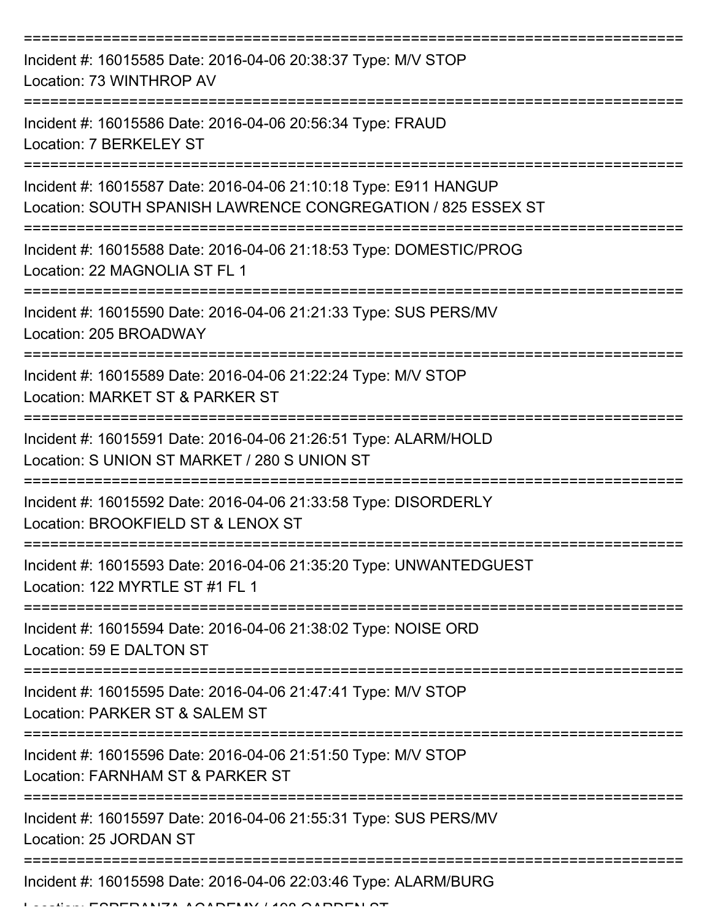===========================================================================
Incident #: 16015585 Date: 2016-04-06 20:38:37 Type: M/V STOP
Location: 73 WINTHROP AV
===========================================================================
Incident #: 16015586 Date: 2016-04-06 20:56:34 Type: FRAUD
Location: 7 BERKELEY ST
===========================================================================
Incident #: 16015587 Date: 2016-04-06 21:10:18 Type: E911 HANGUP
Location: SOUTH SPANISH LAWRENCE CONGREGATION / 825 ESSEX ST
===========================================================================
Incident #: 16015588 Date: 2016-04-06 21:18:53 Type: DOMESTIC/PROG
Location: 22 MAGNOLIA ST FL 1
===========================================================================
Incident #: 16015590 Date: 2016-04-06 21:21:33 Type: SUS PERS/MV
Location: 205 BROADWAY
===========================================================================
Incident #: 16015589 Date: 2016-04-06 21:22:24 Type: M/V STOP
Location: MARKET ST & PARKER ST
===========================================================================
Incident #: 16015591 Date: 2016-04-06 21:26:51 Type: ALARM/HOLD
Location: S UNION ST MARKET / 280 S UNION ST
===========================================================================
Incident #: 16015592 Date: 2016-04-06 21:33:58 Type: DISORDERLY
Location: BROOKFIELD ST & LENOX ST
===========================================================================
Incident #: 16015593 Date: 2016-04-06 21:35:20 Type: UNWANTEDGUEST
Location: 122 MYRTLE ST #1 FL 1
===========================================================================
Incident #: 16015594 Date: 2016-04-06 21:38:02 Type: NOISE ORD
Location: 59 E DALTON ST
===========================================================================
Incident #: 16015595 Date: 2016-04-06 21:47:41 Type: M/V STOP
Location: PARKER ST & SALEM ST
===========================================================================
Incident #: 16015596 Date: 2016-04-06 21:51:50 Type: M/V STOP
Location: FARNHAM ST & PARKER ST
===========================================================================
Incident #: 16015597 Date: 2016-04-06 21:55:31 Type: SUS PERS/MV
Location: 25 JORDAN ST
===========================================================================
Incident #: 16015598 Date: 2016-04-06 22:03:46 Type: ALARM/BURG
Location: ESPERANZA ACADEMY / 198 GARDEN ST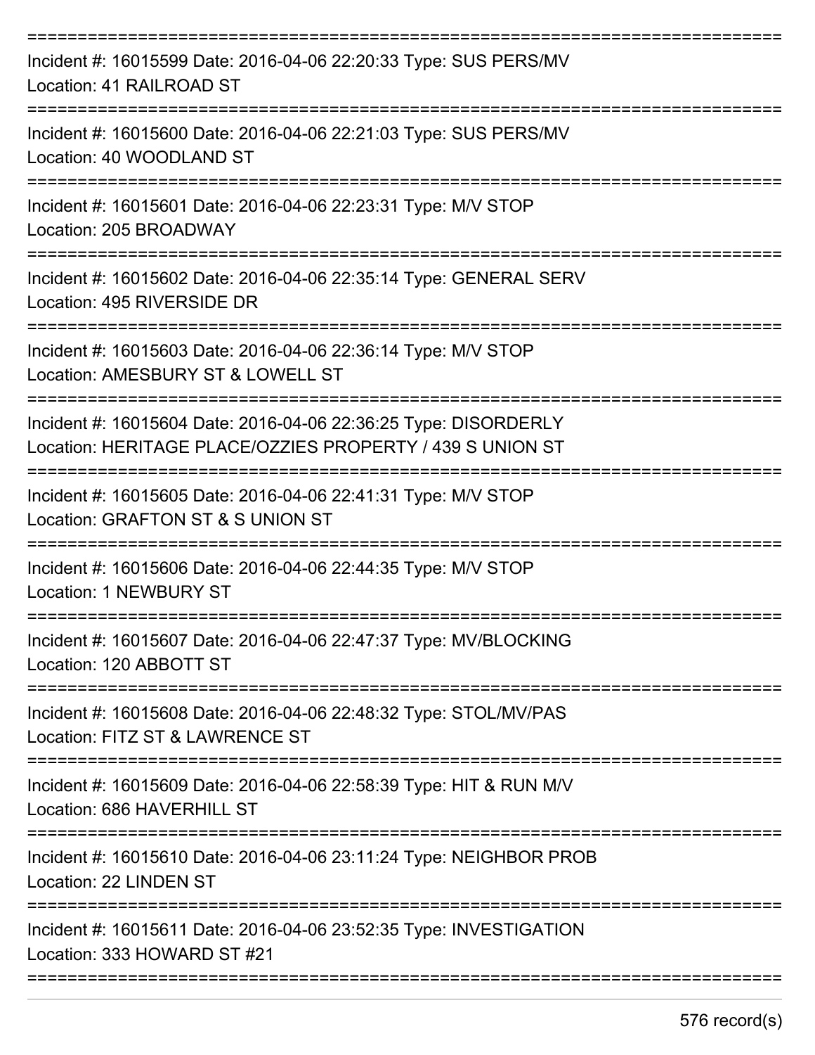===========================================================================

Incident #: 16015599 Date: 2016-04-06 22:20:33 Type: SUS PERS/MV
Location: 41 RAILROAD ST

===========================================================================

Incident #: 16015600 Date: 2016-04-06 22:21:03 Type: SUS PERS/MV
Location: 40 WOODLAND ST

===========================================================================

Incident #: 16015601 Date: 2016-04-06 22:23:31 Type: M/V STOP
Location: 205 BROADWAY

===========================================================================

Incident #: 16015602 Date: 2016-04-06 22:35:14 Type: GENERAL SERV
Location: 495 RIVERSIDE DR

===========================================================================

Incident #: 16015603 Date: 2016-04-06 22:36:14 Type: M/V STOP
Location: AMESBURY ST & LOWELL ST

===========================================================================

Incident #: 16015604 Date: 2016-04-06 22:36:25 Type: DISORDERLY
Location: HERITAGE PLACE/OZZIES PROPERTY / 439 S UNION ST

===========================================================================

Incident #: 16015605 Date: 2016-04-06 22:41:31 Type: M/V STOP
Location: GRAFTON ST & S UNION ST

===========================================================================

Incident #: 16015606 Date: 2016-04-06 22:44:35 Type: M/V STOP
Location: 1 NEWBURY ST

===========================================================================

Incident #: 16015607 Date: 2016-04-06 22:47:37 Type: MV/BLOCKING
Location: 120 ABBOTT ST

===========================================================================

Incident #: 16015608 Date: 2016-04-06 22:48:32 Type: STOL/MV/PAS
Location: FITZ ST & LAWRENCE ST

===========================================================================

Incident #: 16015609 Date: 2016-04-06 22:58:39 Type: HIT & RUN M/V
Location: 686 HAVERHILL ST

===========================================================================

Incident #: 16015610 Date: 2016-04-06 23:11:24 Type: NEIGHBOR PROB
Location: 22 LINDEN ST

===========================================================================

Incident #: 16015611 Date: 2016-04-06 23:52:35 Type: INVESTIGATION
Location: 333 HOWARD ST #21

===========================================================================

576 record(s)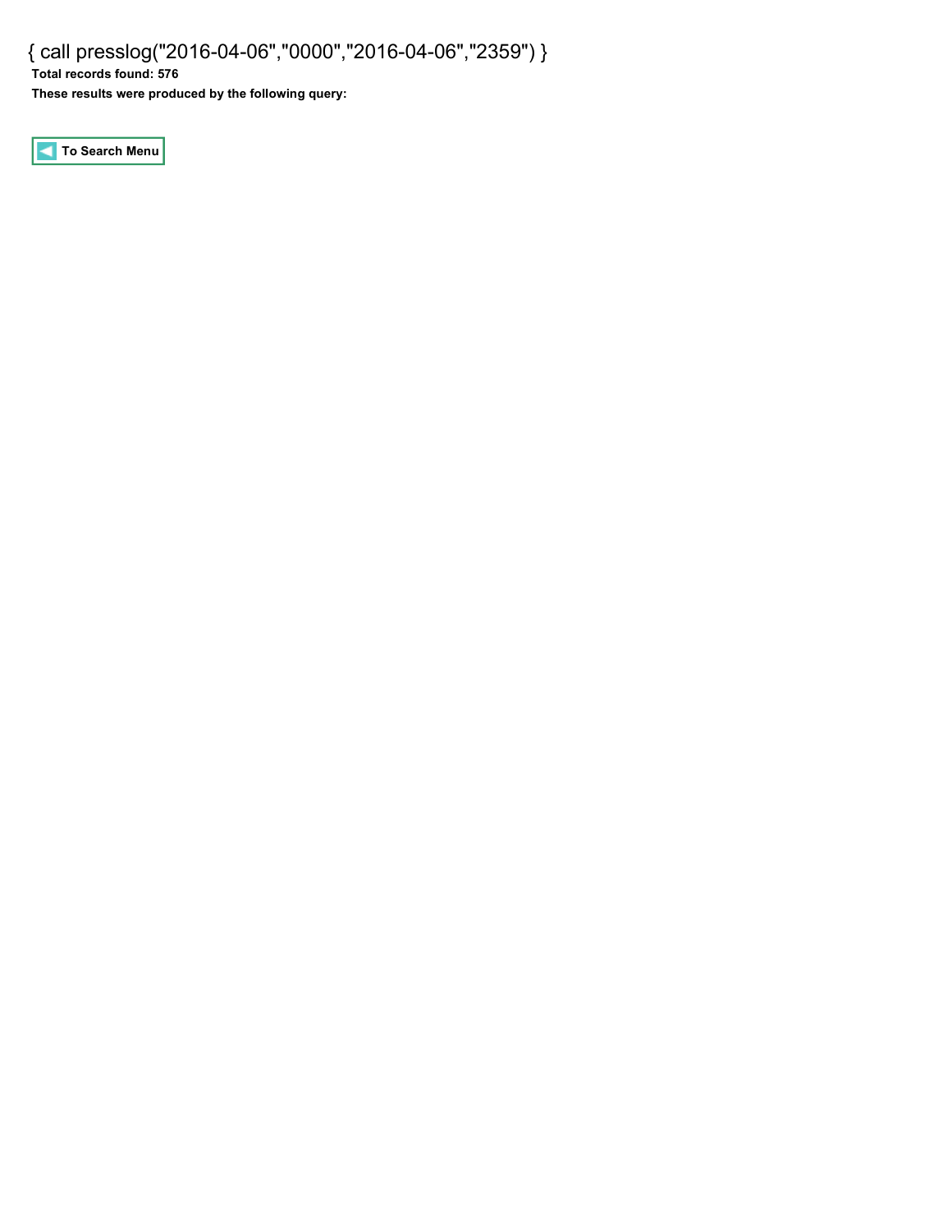{ call presslog("2016-04-06","0000","2016-04-06","2359") }

**Total records found: 576**

**These results were produced by the following query:**

**To Search Menu**